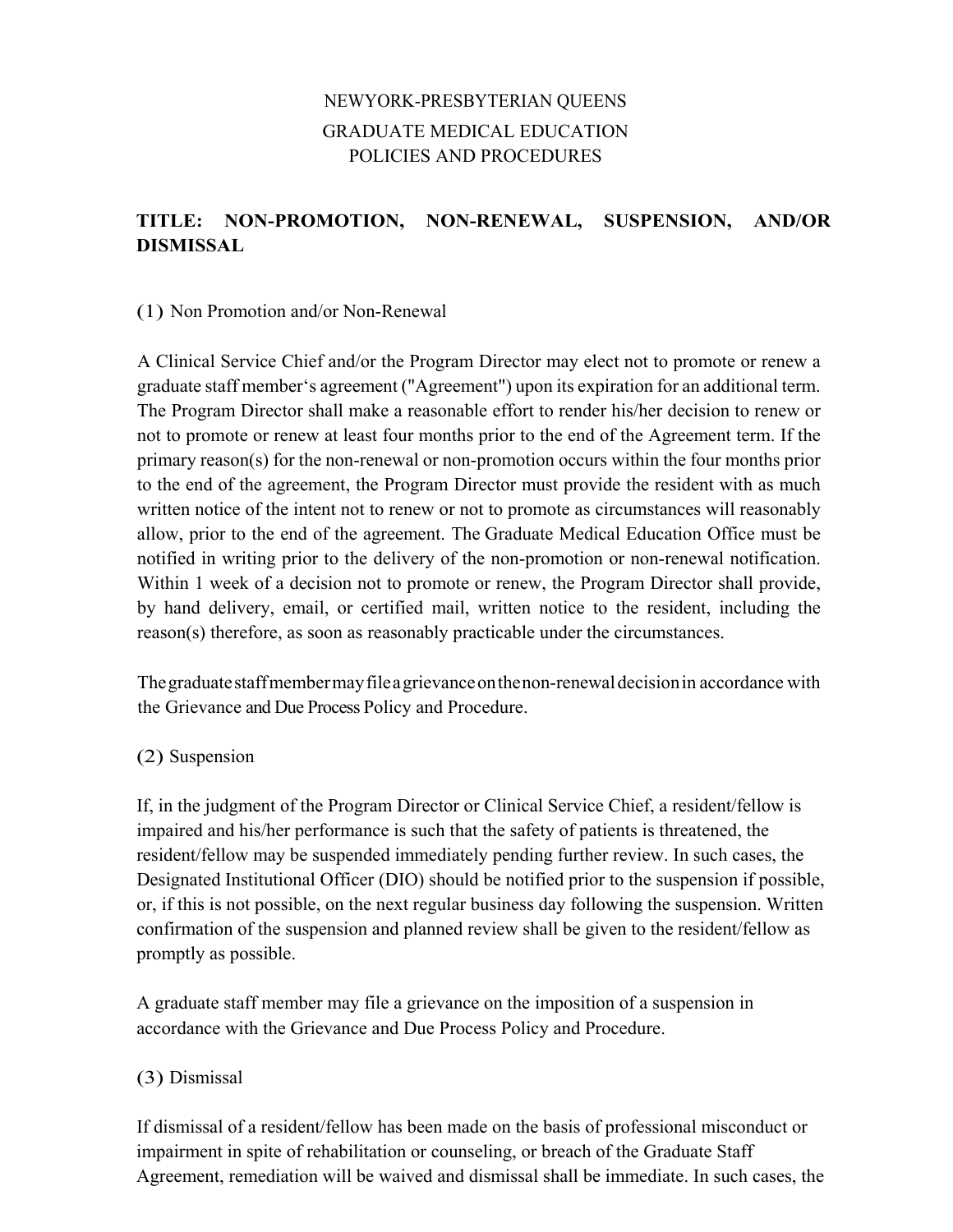NEWYORK-PRESBYTERIAN QUEENS

GRADUATE MEDICAL EDUCATION
POLICIES AND PROCEDURES

# TITLE: NON-PROMOTION, NON-RENEWAL, SUSPENSION, AND/OR DISMISSAL

(1) Non Promotion and/or Non-Renewal

A Clinical Service Chief and/or the Program Director may elect not to promote or renew a graduate staff member's agreement ("Agreement") upon its expiration for an additional term. The Program Director shall make a reasonable effort to render his/her decision to renew or not to promote or renew at least four months prior to the end of the Agreement term. If the primary reason(s) for the non-renewal or non-promotion occurs within the four months prior to the end of the agreement, the Program Director must provide the resident with as much written notice of the intent not to renew or not to promote as circumstances will reasonably allow, prior to the end of the agreement. The Graduate Medical Education Office must be notified in writing prior to the delivery of the non-promotion or non-renewal notification. Within 1 week of a decision not to promote or renew, the Program Director shall provide, by hand delivery, email, or certified mail, written notice to the resident, including the reason(s) therefore, as soon as reasonably practicable under the circumstances.

The graduate staff member may file a grievance on the non-renewal decision in accordance with the Grievance and Due Process Policy and Procedure.

(2) Suspension

If, in the judgment of the Program Director or Clinical Service Chief, a resident/fellow is impaired and his/her performance is such that the safety of patients is threatened, the resident/fellow may be suspended immediately pending further review. In such cases, the Designated Institutional Officer (DIO) should be notified prior to the suspension if possible, or, if this is not possible, on the next regular business day following the suspension. Written confirmation of the suspension and planned review shall be given to the resident/fellow as promptly as possible.

A graduate staff member may file a grievance on the imposition of a suspension in accordance with the Grievance and Due Process Policy and Procedure.

(3) Dismissal

If dismissal of a resident/fellow has been made on the basis of professional misconduct or impairment in spite of rehabilitation or counseling, or breach of the Graduate Staff Agreement, remediation will be waived and dismissal shall be immediate. In such cases, the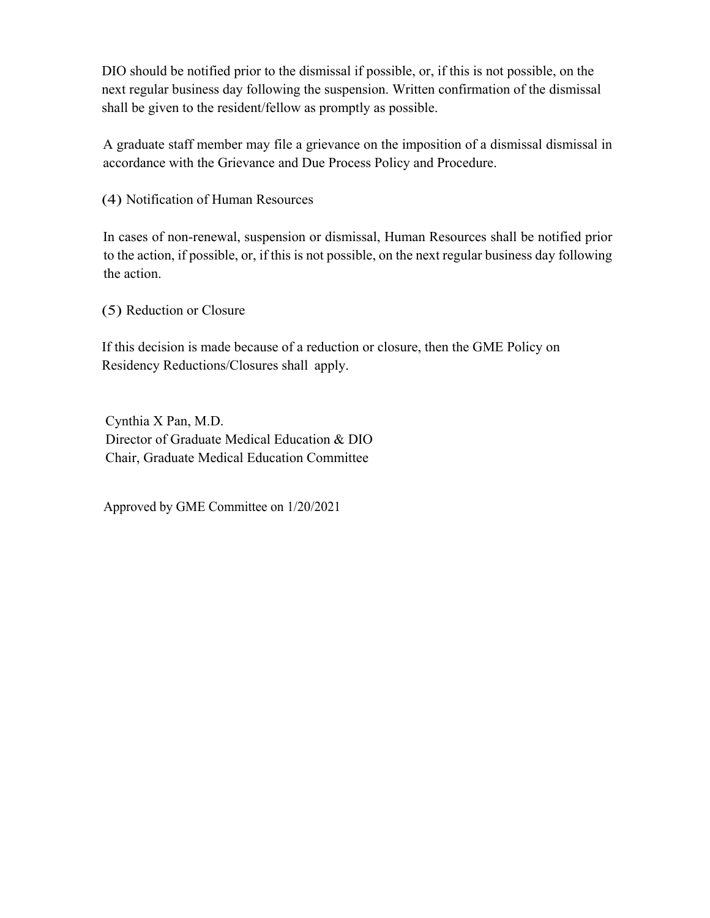DIO should be notified prior to the dismissal if possible, or, if this is not possible, on the next regular business day following the suspension. Written confirmation of the dismissal shall be given to the resident/fellow as promptly as possible.

A graduate staff member may file a grievance on the imposition of a dismissal dismissal in accordance with the Grievance and Due Process Policy and Procedure.

(4) Notification of Human Resources

In cases of non-renewal, suspension or dismissal, Human Resources shall be notified prior to the action, if possible, or, if this is not possible, on the next regular business day following the action.

(5) Reduction or Closure

If this decision is made because of a reduction or closure, then the GME Policy on Residency Reductions/Closures shall apply.

Cynthia X Pan, M.D.
Director of Graduate Medical Education & DIO
Chair, Graduate Medical Education Committee

Approved by GME Committee on 1/20/2021